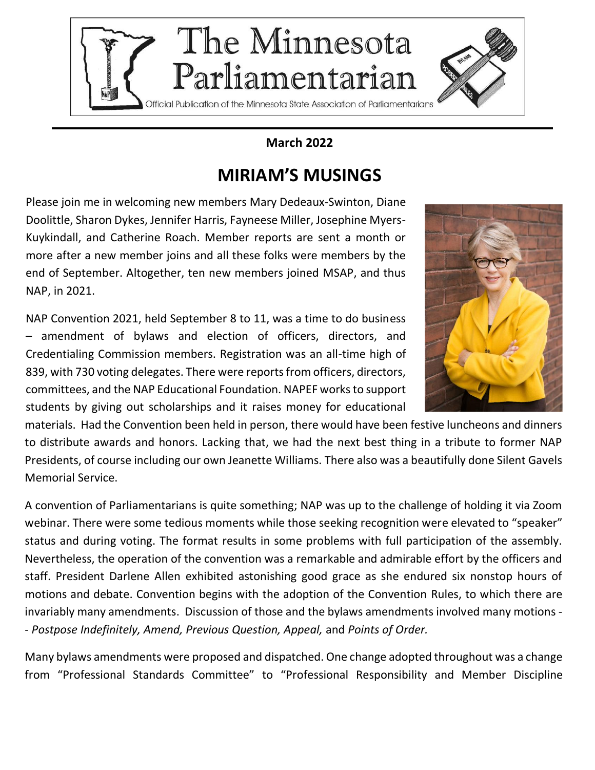# The Minnesota Parliamentarian

Official Publication of the Minnesota State Association of Parliamentarians

**March 2022**

## MIRIAM'S MUSINGS

Please join me in welcoming new members Mary Dedeaux-Swinton, Diane Doolittle, Sharon Dykes, Jennifer Harris, Fayneese Miller, Josephine Myers-Kuykindall, and Catherine Roach. Member reports are sent a month or more after a new member joins and all these folks were members by the end of September. Altogether, ten new members joined MSAP, and thus NAP, in 2021.

NAP Convention 2021, held September 8 to 11, was a time to do business – amendment of bylaws and election of officers, directors, and Credentialing Commission members. Registration was an all-time high of 839, with 730 voting delegates. There were reports from officers, directors, committees, and the NAP Educational Foundation. NAPEF works to support students by giving out scholarships and it raises money for educational materials. Had the Convention been held in person, there would have been festive luncheons and dinners to distribute awards and honors. Lacking that, we had the next best thing in a tribute to former NAP Presidents, of course including our own Jeanette Williams. There also was a beautifully done Silent Gavels Memorial Service.

A convention of Parliamentarians is quite something; NAP was up to the challenge of holding it via Zoom webinar. There were some tedious moments while those seeking recognition were elevated to "speaker" status and during voting. The format results in some problems with full participation of the assembly. Nevertheless, the operation of the convention was a remarkable and admirable effort by the officers and staff. President Darlene Allen exhibited astonishing good grace as she endured six nonstop hours of motions and debate. Convention begins with the adoption of the Convention Rules, to which there are invariably many amendments. Discussion of those and the bylaws amendments involved many motions -- *Postpose Indefinitely, Amend, Previous Question, Appeal,* and *Points of Order.*

Many bylaws amendments were proposed and dispatched. One change adopted throughout was a change from "Professional Standards Committee" to "Professional Responsibility and Member Discipline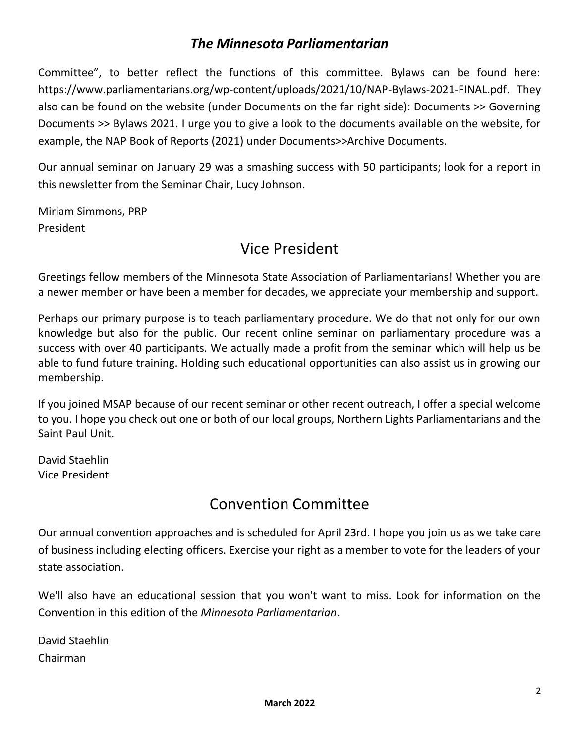Committee", to better reflect the functions of this committee. Bylaws can be found here: https://www.parliamentarians.org/wp-content/uploads/2021/10/NAP-Bylaws-2021-FINAL.pdf. They also can be found on the website (under Documents on the far right side): Documents >> Governing Documents >> Bylaws 2021. I urge you to give a look to the documents available on the website, for example, the NAP Book of Reports (2021) under Documents>>Archive Documents.

Our annual seminar on January 29 was a smashing success with 50 participants; look for a report in this newsletter from the Seminar Chair, Lucy Johnson.

Miriam Simmons, PRP
President

## Vice President

Greetings fellow members of the Minnesota State Association of Parliamentarians! Whether you are a newer member or have been a member for decades, we appreciate your membership and support.

Perhaps our primary purpose is to teach parliamentary procedure. We do that not only for our own knowledge but also for the public. Our recent online seminar on parliamentary procedure was a success with over 40 participants. We actually made a profit from the seminar which will help us be able to fund future training. Holding such educational opportunities can also assist us in growing our membership.

If you joined MSAP because of our recent seminar or other recent outreach, I offer a special welcome to you. I hope you check out one or both of our local groups, Northern Lights Parliamentarians and the Saint Paul Unit.

David Staehlin
Vice President

## Convention Committee

Our annual convention approaches and is scheduled for April 23rd. I hope you join us as we take care of business including electing officers. Exercise your right as a member to vote for the leaders of your state association.

We'll also have an educational session that you won't want to miss. Look for information on the Convention in this edition of the *Minnesota Parliamentarian*.

David Staehlin
Chairman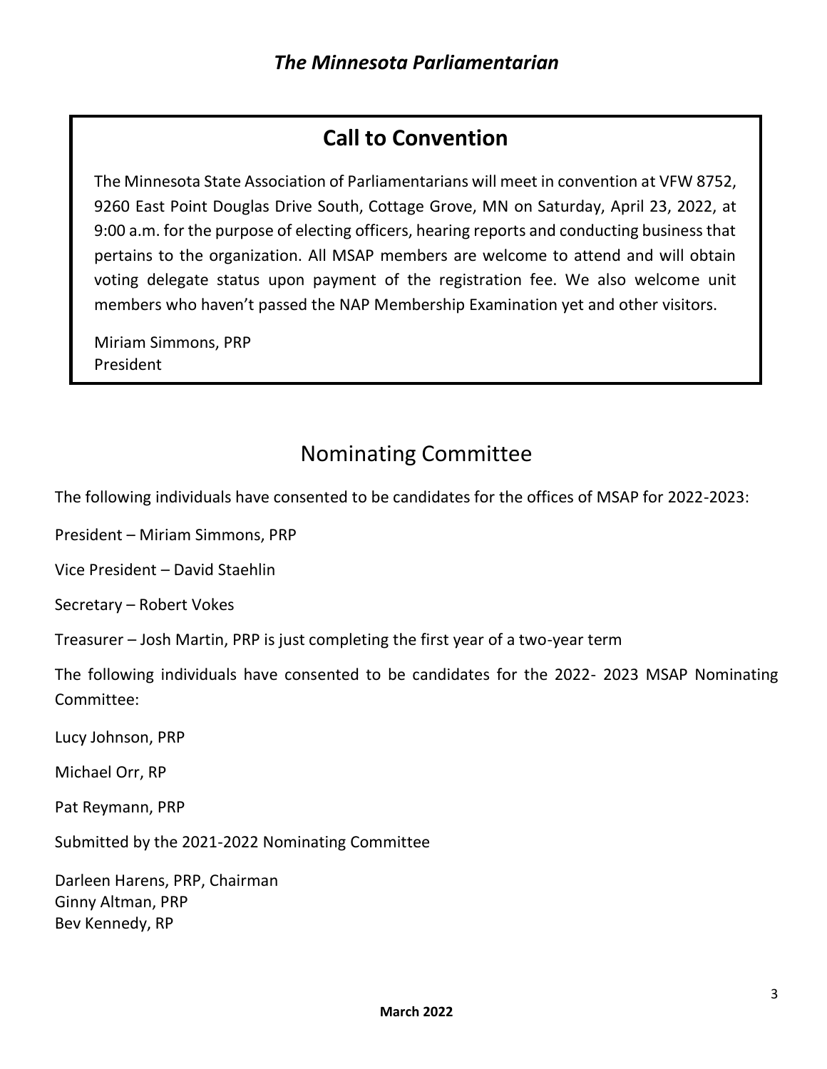## Call to Convention

The Minnesota State Association of Parliamentarians will meet in convention at VFW 8752, 9260 East Point Douglas Drive South, Cottage Grove, MN on Saturday, April 23, 2022, at 9:00 a.m. for the purpose of electing officers, hearing reports and conducting business that pertains to the organization. All MSAP members are welcome to attend and will obtain voting delegate status upon payment of the registration fee. We also welcome unit members who haven't passed the NAP Membership Examination yet and other visitors.

Miriam Simmons, PRP
President

## Nominating Committee

The following individuals have consented to be candidates for the offices of MSAP for 2022-2023:

President – Miriam Simmons, PRP

Vice President – David Staehlin

Secretary – Robert Vokes

Treasurer – Josh Martin, PRP is just completing the first year of a two-year term

The following individuals have consented to be candidates for the 2022- 2023 MSAP Nominating Committee:

Lucy Johnson, PRP

Michael Orr, RP

Pat Reymann, PRP

Submitted by the 2021-2022 Nominating Committee

Darleen Harens, PRP, Chairman
Ginny Altman, PRP
Bev Kennedy, RP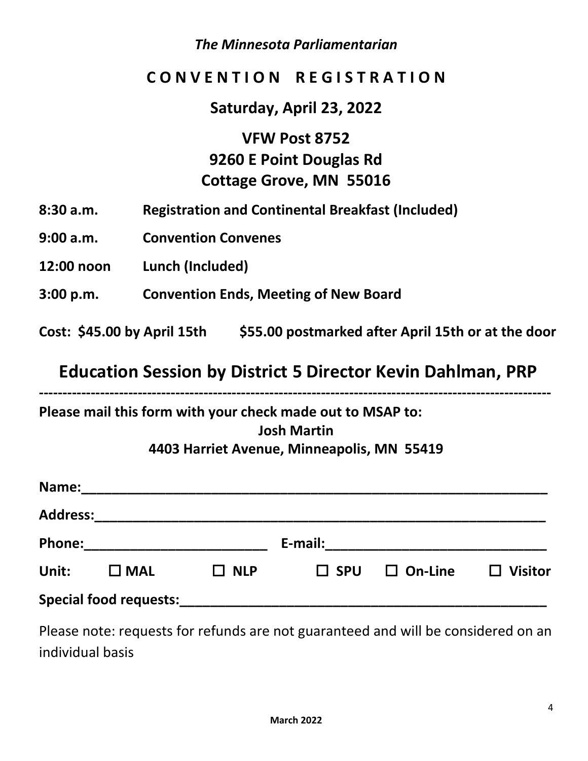*The Minnesota Parliamentarian*

## C O N V E N T I O N   R E G I S T R A T I O N

### Saturday, April 23, 2022

### VFW Post 8752
### 9260 E Point Douglas Rd
### Cottage Grove, MN 55016

| | |
|---|---|
| **8:30 a.m.** | **Registration and Continental Breakfast (Included)** |
| **9:00 a.m.** | **Convention Convenes** |
| **12:00 noon** | **Lunch (Included)** |
| **3:00 p.m.** | **Convention Ends, Meeting of New Board** |

**Cost: $45.00 by April 15th      $55.00 postmarked after April 15th or at the door**

## Education Session by District 5 Director Kevin Dahlman, PRP

---

**Please mail this form with your check made out to MSAP to:**

**Josh Martin**

**4403 Harriet Avenue, Minneapolis, MN 55419**

**Name:**_______________________________________________

**Address:**_____________________________________________

**Phone:**_______________________ **E-mail:**_______________________

**Unit:** ☐ **MAL** ☐ **NLP** ☐ **SPU** ☐ **On-Line** ☐ **Visitor**

**Special food requests:**______________________________________

Please note: requests for refunds are not guaranteed and will be considered on an individual basis

**March 2022**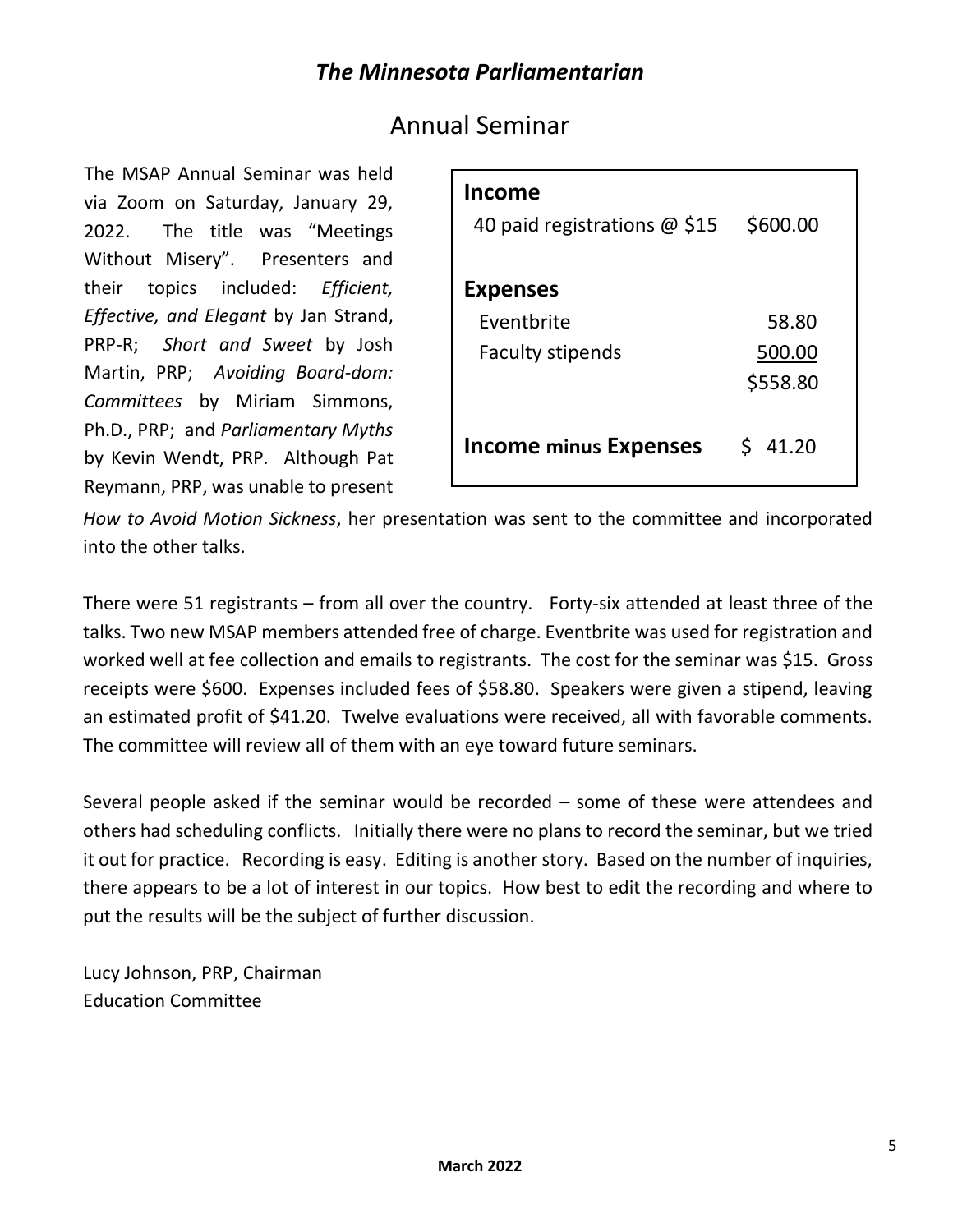## Annual Seminar

The MSAP Annual Seminar was held via Zoom on Saturday, January 29, 2022. The title was “Meetings Without Misery”. Presenters and their topics included: *Efficient, Effective, and Elegant* by Jan Strand, PRP-R; *Short and Sweet* by Josh Martin, PRP; *Avoiding Board-dom: Committees* by Miriam Simmons, Ph.D., PRP; and *Parliamentary Myths* by Kevin Wendt, PRP. Although Pat Reymann, PRP, was unable to present *How to Avoid Motion Sickness*, her presentation was sent to the committee and incorporated into the other talks.

| | |
|---|---|
| **Income** | |
| 40 paid registrations @ $15 | $600.00 |
| | |
| **Expenses** | |
| Eventbrite | 58.80 |
| Faculty stipends | 500.00 |
| | $558.80 |
| | |
| **Income minus Expenses** | $ 41.20 |

There were 51 registrants – from all over the country. Forty-six attended at least three of the talks. Two new MSAP members attended free of charge. Eventbrite was used for registration and worked well at fee collection and emails to registrants. The cost for the seminar was $15. Gross receipts were $600. Expenses included fees of $58.80. Speakers were given a stipend, leaving an estimated profit of $41.20. Twelve evaluations were received, all with favorable comments. The committee will review all of them with an eye toward future seminars.

Several people asked if the seminar would be recorded – some of these were attendees and others had scheduling conflicts. Initially there were no plans to record the seminar, but we tried it out for practice. Recording is easy. Editing is another story. Based on the number of inquiries, there appears to be a lot of interest in our topics. How best to edit the recording and where to put the results will be the subject of further discussion.

Lucy Johnson, PRP, Chairman
Education Committee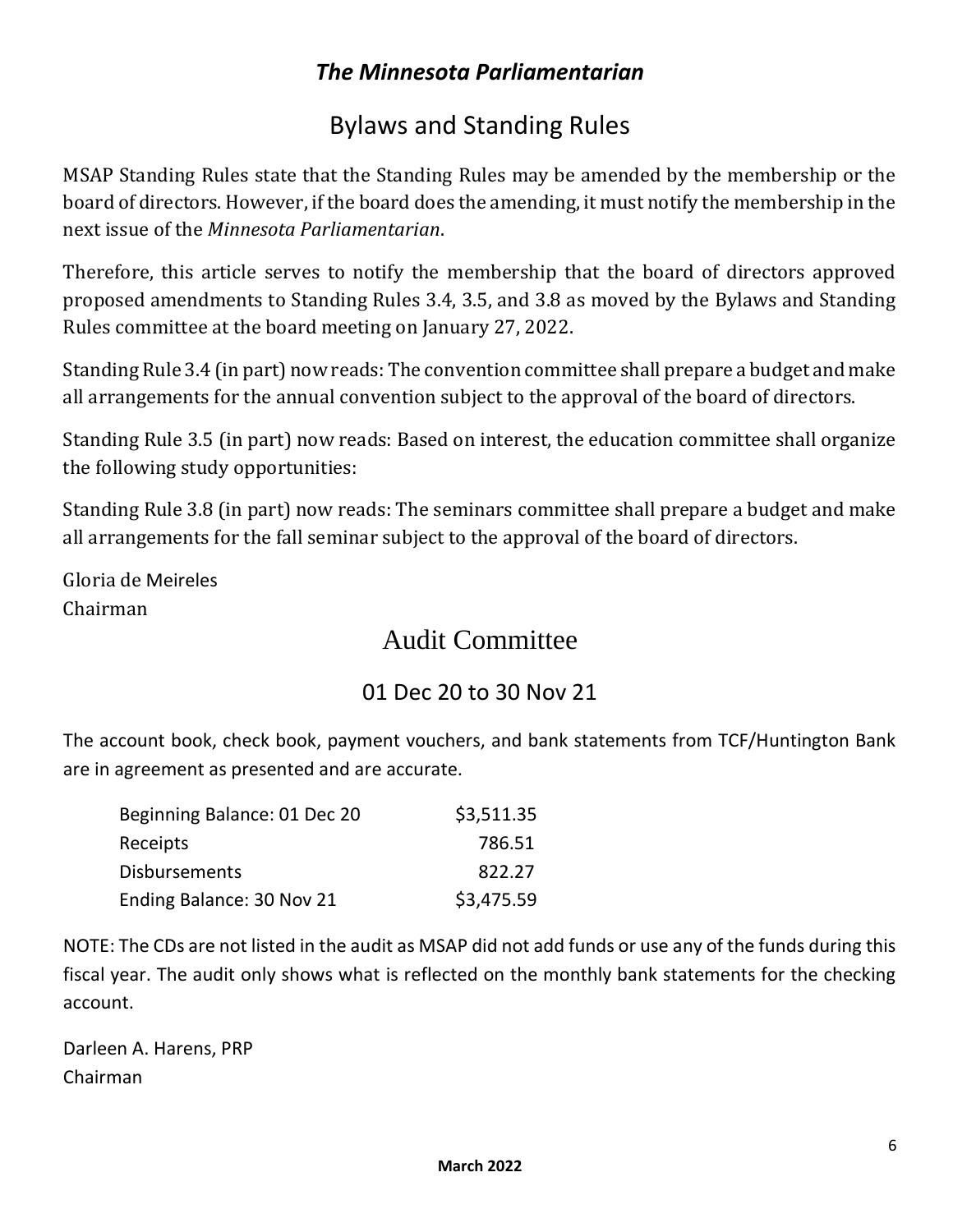## Bylaws and Standing Rules

MSAP Standing Rules state that the Standing Rules may be amended by the membership or the board of directors. However, if the board does the amending, it must notify the membership in the next issue of the *Minnesota Parliamentarian*.

Therefore, this article serves to notify the membership that the board of directors approved proposed amendments to Standing Rules 3.4, 3.5, and 3.8 as moved by the Bylaws and Standing Rules committee at the board meeting on January 27, 2022.

Standing Rule 3.4 (in part) now reads: The convention committee shall prepare a budget and make all arrangements for the annual convention subject to the approval of the board of directors.

Standing Rule 3.5 (in part) now reads: Based on interest, the education committee shall organize the following study opportunities:

Standing Rule 3.8 (in part) now reads: The seminars committee shall prepare a budget and make all arrangements for the fall seminar subject to the approval of the board of directors.

Gloria de Meireles
Chairman

## Audit Committee

### 01 Dec 20 to 30 Nov 21

The account book, check book, payment vouchers, and bank statements from TCF/Huntington Bank are in agreement as presented and are accurate.

| | |
|---|---|
| Beginning Balance: 01 Dec 20 | $3,511.35 |
| Receipts | 786.51 |
| Disbursements | 822.27 |
| Ending Balance: 30 Nov 21 | $3,475.59 |

NOTE: The CDs are not listed in the audit as MSAP did not add funds or use any of the funds during this fiscal year. The audit only shows what is reflected on the monthly bank statements for the checking account.

Darleen A. Harens, PRP
Chairman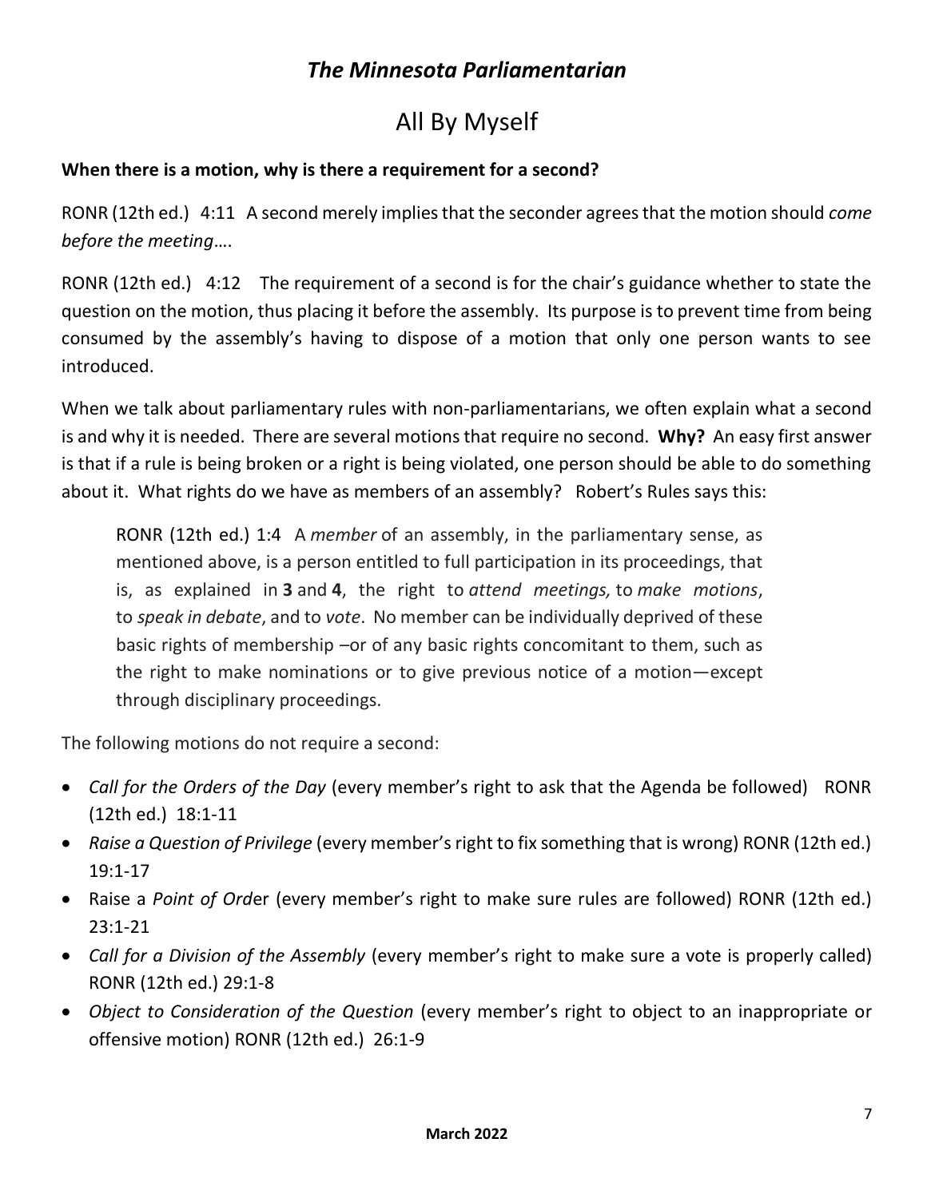# *The Minnesota Parliamentarian*

## All By Myself

**When there is a motion, why is there a requirement for a second?**

RONR (12th ed.) 4:11 A second merely implies that the seconder agrees that the motion should *come before the meeting*….

RONR (12th ed.) 4:12 The requirement of a second is for the chair's guidance whether to state the question on the motion, thus placing it before the assembly. Its purpose is to prevent time from being consumed by the assembly's having to dispose of a motion that only one person wants to see introduced.

When we talk about parliamentary rules with non-parliamentarians, we often explain what a second is and why it is needed. There are several motions that require no second. **Why?** An easy first answer is that if a rule is being broken or a right is being violated, one person should be able to do something about it. What rights do we have as members of an assembly? Robert's Rules says this:

> RONR (12th ed.) 1:4 A *member* of an assembly, in the parliamentary sense, as mentioned above, is a person entitled to full participation in its proceedings, that is, as explained in **3** and **4**, the right to *attend meetings,* to *make motions*, to *speak in debate*, and to *vote*. No member can be individually deprived of these basic rights of membership –or of any basic rights concomitant to them, such as the right to make nominations or to give previous notice of a motion—except through disciplinary proceedings.

The following motions do not require a second:

- *Call for the Orders of the Day* (every member's right to ask that the Agenda be followed) RONR (12th ed.) 18:1-11
- *Raise a Question of Privilege* (every member's right to fix something that is wrong) RONR (12th ed.) 19:1-17
- Raise a *Point of Ord*er (every member's right to make sure rules are followed) RONR (12th ed.) 23:1-21
- *Call for a Division of the Assembly* (every member's right to make sure a vote is properly called) RONR (12th ed.) 29:1-8
- *Object to Consideration of the Question* (every member's right to object to an inappropriate or offensive motion) RONR (12th ed.) 26:1-9

**March 2022**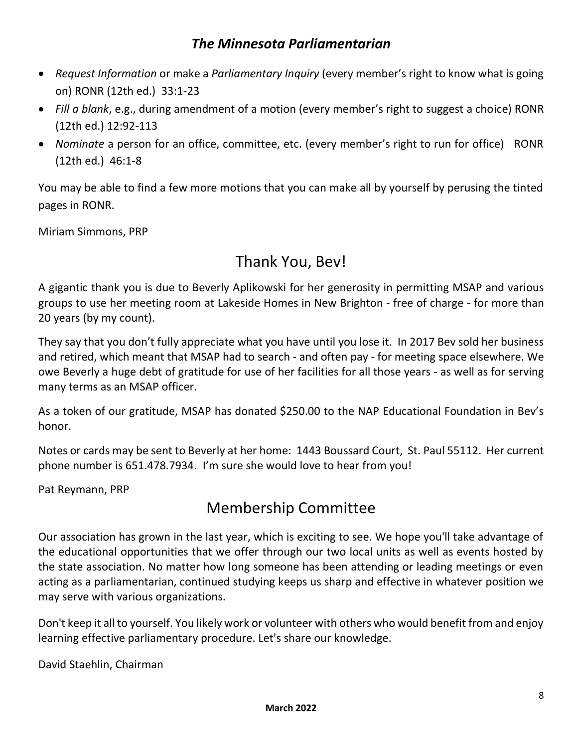- *Request Information* or make a *Parliamentary Inquiry* (every member's right to know what is going on) RONR (12th ed.) 33:1-23
- *Fill a blank*, e.g., during amendment of a motion (every member's right to suggest a choice) RONR (12th ed.) 12:92-113
- *Nominate* a person for an office, committee, etc. (every member's right to run for office) RONR (12th ed.) 46:1-8

You may be able to find a few more motions that you can make all by yourself by perusing the tinted pages in RONR.

Miriam Simmons, PRP

## Thank You, Bev!

A gigantic thank you is due to Beverly Aplikowski for her generosity in permitting MSAP and various groups to use her meeting room at Lakeside Homes in New Brighton - free of charge - for more than 20 years (by my count).

They say that you don't fully appreciate what you have until you lose it. In 2017 Bev sold her business and retired, which meant that MSAP had to search - and often pay - for meeting space elsewhere. We owe Beverly a huge debt of gratitude for use of her facilities for all those years - as well as for serving many terms as an MSAP officer.

As a token of our gratitude, MSAP has donated $250.00 to the NAP Educational Foundation in Bev's honor.

Notes or cards may be sent to Beverly at her home: 1443 Boussard Court, St. Paul 55112. Her current phone number is 651.478.7934. I'm sure she would love to hear from you!

Pat Reymann, PRP

## Membership Committee

Our association has grown in the last year, which is exciting to see. We hope you'll take advantage of the educational opportunities that we offer through our two local units as well as events hosted by the state association. No matter how long someone has been attending or leading meetings or even acting as a parliamentarian, continued studying keeps us sharp and effective in whatever position we may serve with various organizations.

Don't keep it all to yourself. You likely work or volunteer with others who would benefit from and enjoy learning effective parliamentary procedure. Let's share our knowledge.

David Staehlin, Chairman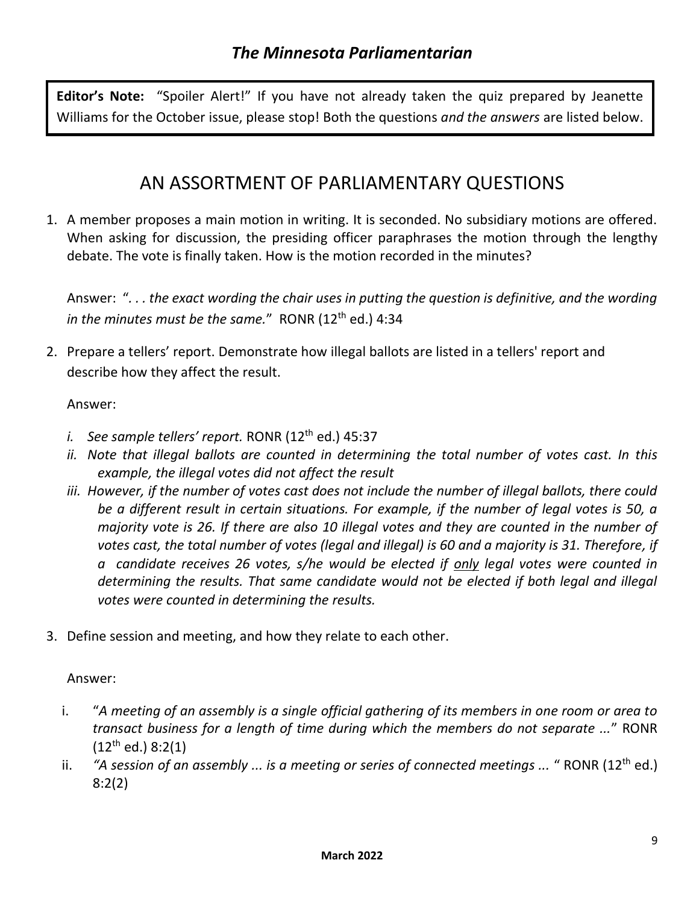**Editor's Note:** "Spoiler Alert!" If you have not already taken the quiz prepared by Jeanette Williams for the October issue, please stop! Both the questions *and the answers* are listed below.

## AN ASSORTMENT OF PARLIAMENTARY QUESTIONS

1. A member proposes a main motion in writing. It is seconded. No subsidiary motions are offered. When asking for discussion, the presiding officer paraphrases the motion through the lengthy debate. The vote is finally taken. How is the motion recorded in the minutes?

   Answer: "*. . . the exact wording the chair uses in putting the question is definitive, and the wording in the minutes must be the same.*" RONR (12th ed.) 4:34

2. Prepare a tellers' report. Demonstrate how illegal ballots are listed in a tellers' report and describe how they affect the result.

   Answer:

   i. *See sample tellers' report.* RONR (12th ed.) 45:37
   ii. *Note that illegal ballots are counted in determining the total number of votes cast. In this example, the illegal votes did not affect the result*
   iii. *However, if the number of votes cast does not include the number of illegal ballots, there could be a different result in certain situations. For example, if the number of legal votes is 50, a majority vote is 26. If there are also 10 illegal votes and they are counted in the number of votes cast, the total number of votes (legal and illegal) is 60 and a majority is 31. Therefore, if a candidate receives 26 votes, s/he would be elected if <u>only</u> legal votes were counted in determining the results. That same candidate would not be elected if both legal and illegal votes were counted in determining the results.*

3. Define session and meeting, and how they relate to each other.

   Answer:

   i. "*A meeting of an assembly is a single official gathering of its members in one room or area to transact business for a length of time during which the members do not separate ...*" RONR (12th ed.) 8:2(1)
   ii. *"A session of an assembly ... is a meeting or series of connected meetings ...* " RONR (12th ed.) 8:2(2)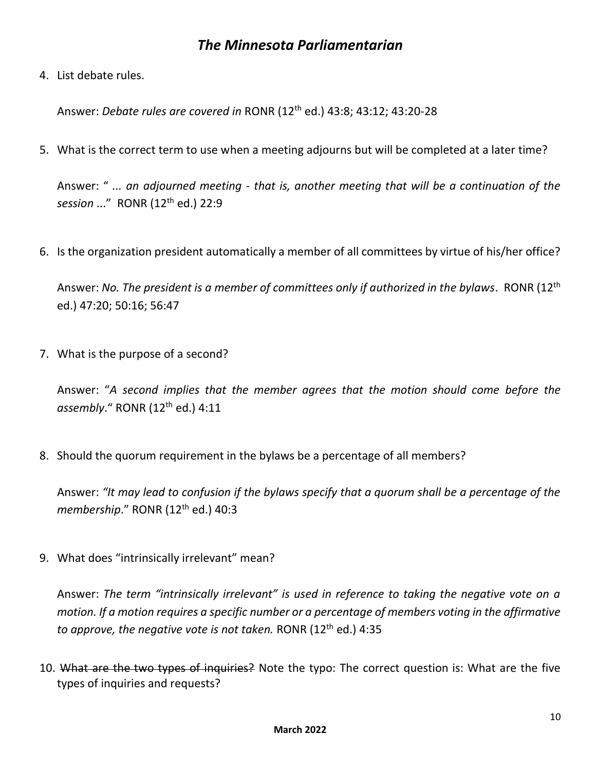4. List debate rules.

   Answer: *Debate rules are covered in* RONR (12th ed.) 43:8; 43:12; 43:20-28

5. What is the correct term to use when a meeting adjourns but will be completed at a later time?

   Answer: " *... an adjourned meeting - that is, another meeting that will be a continuation of the session* ..." RONR (12th ed.) 22:9

6. Is the organization president automatically a member of all committees by virtue of his/her office?

   Answer: *No. The president is a member of committees only if authorized in the bylaws*. RONR (12th ed.) 47:20; 50:16; 56:47

7. What is the purpose of a second?

   Answer: "*A second implies that the member agrees that the motion should come before the assembly*." RONR (12th ed.) 4:11

8. Should the quorum requirement in the bylaws be a percentage of all members?

   Answer: *"It may lead to confusion if the bylaws specify that a quorum shall be a percentage of the membership*." RONR (12th ed.) 40:3

9. What does "intrinsically irrelevant" mean?

   Answer: *The term "intrinsically irrelevant" is used in reference to taking the negative vote on a motion. If a motion requires a specific number or a percentage of members voting in the affirmative to approve, the negative vote is not taken.* RONR (12th ed.) 4:35

10. ~~What are the two types of inquiries?~~ Note the typo: The correct question is: What are the five types of inquiries and requests?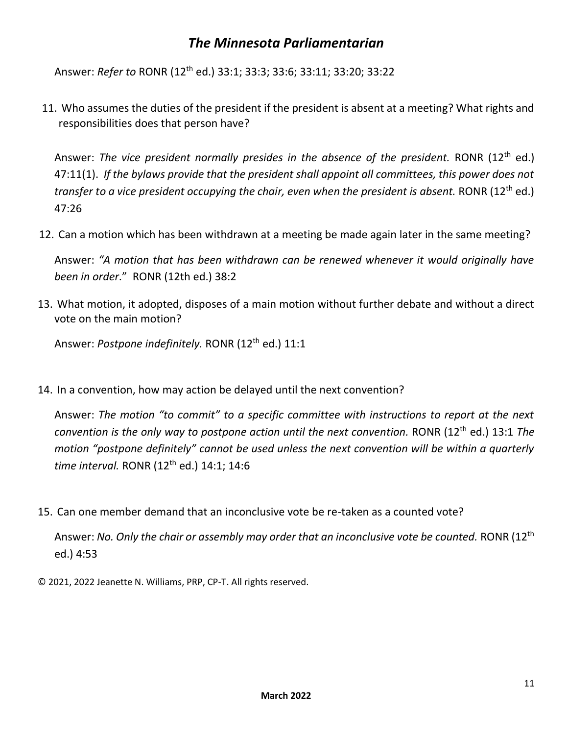Answer: *Refer to* RONR (12th ed.) 33:1; 33:3; 33:6; 33:11; 33:20; 33:22

11. Who assumes the duties of the president if the president is absent at a meeting? What rights and responsibilities does that person have?

    Answer: *The vice president normally presides in the absence of the president.* RONR (12th ed.) 47:11(1). *If the bylaws provide that the president shall appoint all committees, this power does not transfer to a vice president occupying the chair, even when the president is absent.* RONR (12th ed.) 47:26

12. Can a motion which has been withdrawn at a meeting be made again later in the same meeting?

    Answer: *"A motion that has been withdrawn can be renewed whenever it would originally have been in order*." RONR (12th ed.) 38:2

13. What motion, it adopted, disposes of a main motion without further debate and without a direct vote on the main motion?

    Answer: *Postpone indefinitely.* RONR (12th ed.) 11:1

14. In a convention, how may action be delayed until the next convention?

    Answer: *The motion "to commit" to a specific committee with instructions to report at the next convention is the only way to postpone action until the next convention.* RONR (12th ed.) 13:1 *The motion "postpone definitely" cannot be used unless the next convention will be within a quarterly time interval.* RONR (12th ed.) 14:1; 14:6

15. Can one member demand that an inconclusive vote be re-taken as a counted vote?

    Answer: *No. Only the chair or assembly may order that an inconclusive vote be counted.* RONR (12th ed.) 4:53

© 2021, 2022 Jeanette N. Williams, PRP, CP-T. All rights reserved.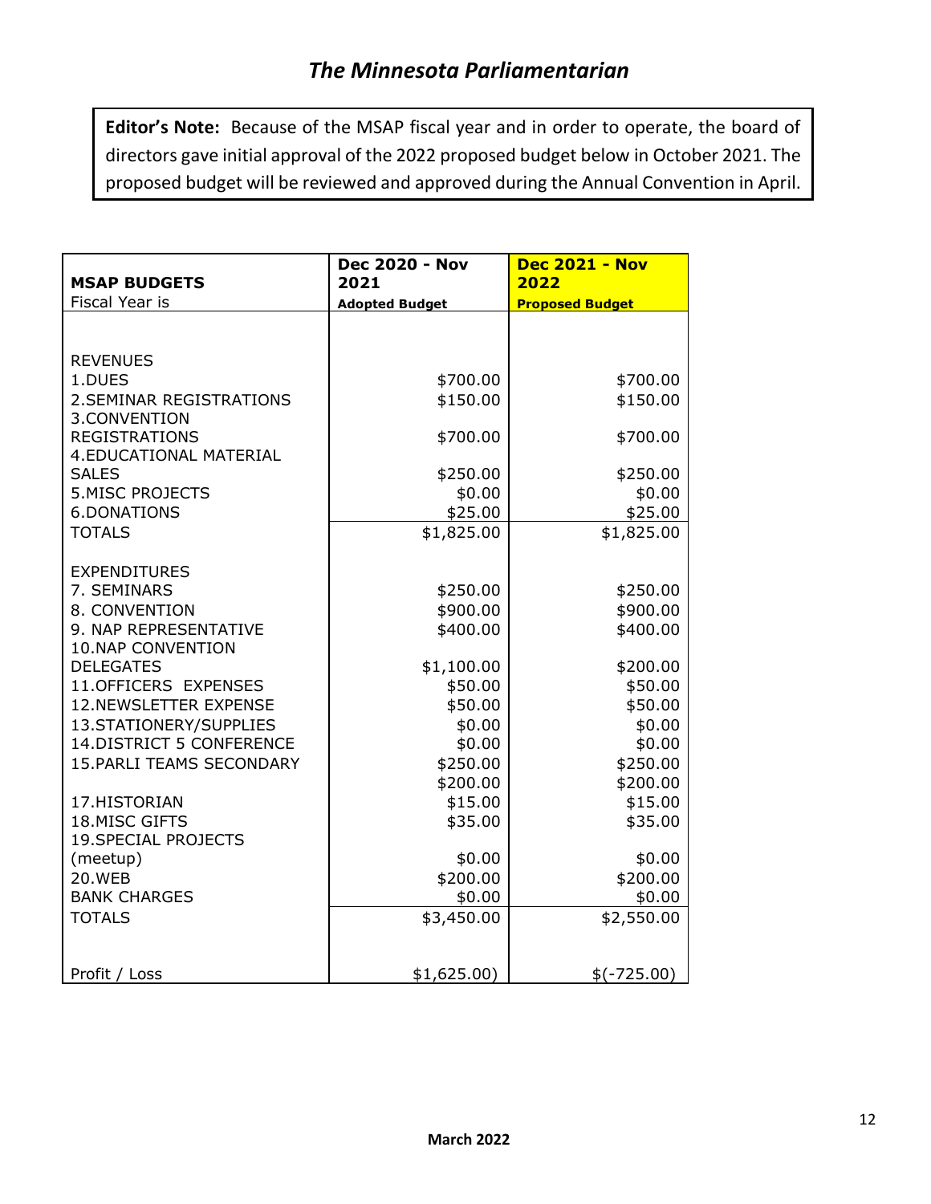## *The Minnesota Parliamentarian*

**Editor's Note:** Because of the MSAP fiscal year and in order to operate, the board of directors gave initial approval of the 2022 proposed budget below in October 2021. The proposed budget will be reviewed and approved during the Annual Convention in April.

| **MSAP BUDGETS** Fiscal Year is | **Dec 2020 - Nov 2021** **Adopted Budget** | **Dec 2021 - Nov 2022** **Proposed Budget** |
|---|---|---|
| REVENUES | | |
| 1.DUES | $700.00 | $700.00 |
| 2.SEMINAR REGISTRATIONS | $150.00 | $150.00 |
| 3.CONVENTION REGISTRATIONS | $700.00 | $700.00 |
| 4.EDUCATIONAL MATERIAL SALES | $250.00 | $250.00 |
| 5.MISC PROJECTS | $0.00 | $0.00 |
| 6.DONATIONS | $25.00 | $25.00 |
| TOTALS | $1,825.00 | $1,825.00 |
| EXPENDITURES | | |
| 7. SEMINARS | $250.00 | $250.00 |
| 8. CONVENTION | $900.00 | $900.00 |
| 9. NAP REPRESENTATIVE | $400.00 | $400.00 |
| 10.NAP CONVENTION DELEGATES | $1,100.00 | $200.00 |
| 11.OFFICERS EXPENSES | $50.00 | $50.00 |
| 12.NEWSLETTER EXPENSE | $50.00 | $50.00 |
| 13.STATIONERY/SUPPLIES | $0.00 | $0.00 |
| 14.DISTRICT 5 CONFERENCE | $0.00 | $0.00 |
| 15.PARLI TEAMS SECONDARY | $250.00 | $250.00 |
| | $200.00 | $200.00 |
| 17.HISTORIAN | $15.00 | $15.00 |
| 18.MISC GIFTS | $35.00 | $35.00 |
| 19.SPECIAL PROJECTS (meetup) | $0.00 | $0.00 |
| 20.WEB | $200.00 | $200.00 |
| BANK CHARGES | $0.00 | $0.00 |
| TOTALS | $3,450.00 | $2,550.00 |
| Profit / Loss | $1,625.00) | $(-725.00) |

**March 2022**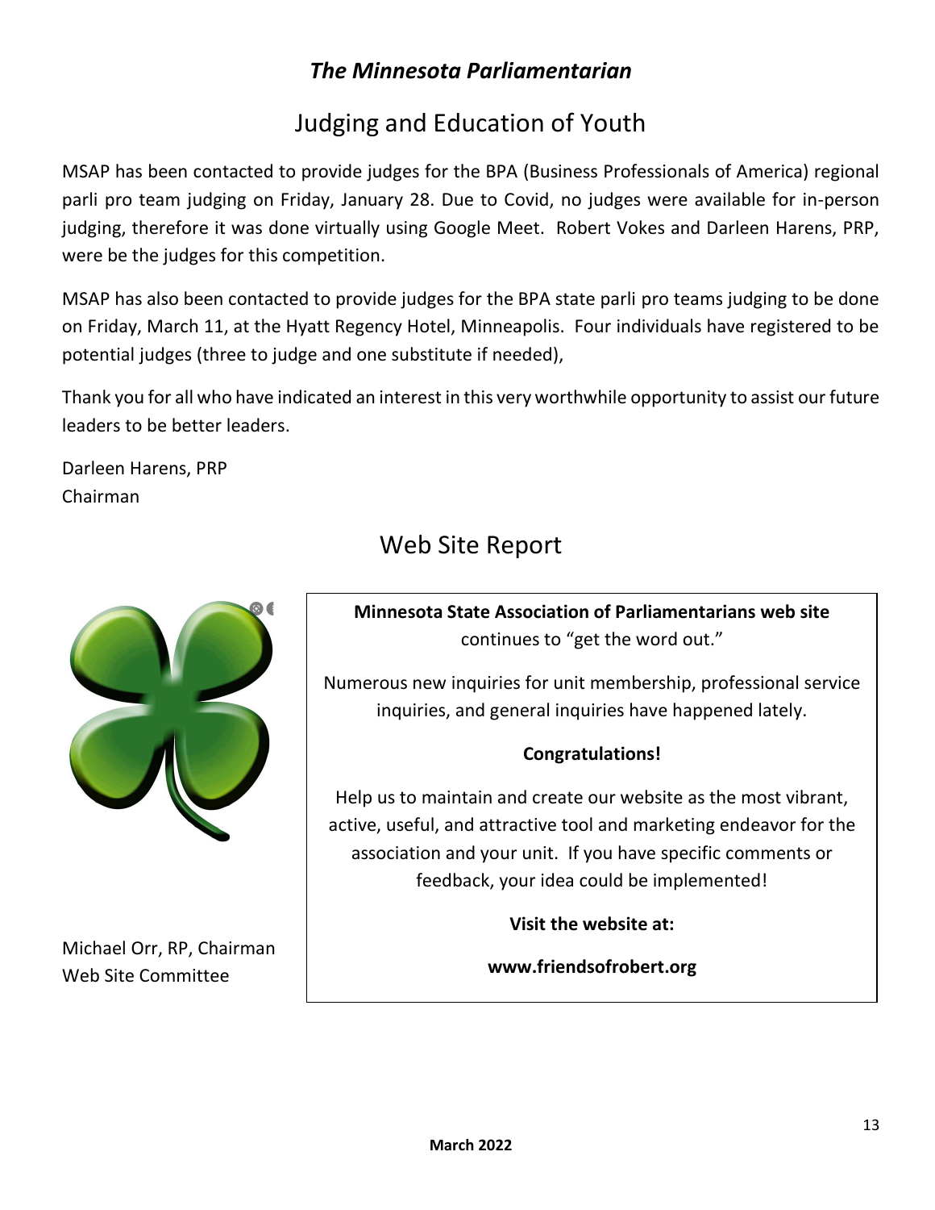## Judging and Education of Youth

MSAP has been contacted to provide judges for the BPA (Business Professionals of America) regional parli pro team judging on Friday, January 28. Due to Covid, no judges were available for in-person judging, therefore it was done virtually using Google Meet. Robert Vokes and Darleen Harens, PRP, were be the judges for this competition.

MSAP has also been contacted to provide judges for the BPA state parli pro teams judging to be done on Friday, March 11, at the Hyatt Regency Hotel, Minneapolis. Four individuals have registered to be potential judges (three to judge and one substitute if needed),

Thank you for all who have indicated an interest in this very worthwhile opportunity to assist our future leaders to be better leaders.

Darleen Harens, PRP
Chairman

## Web Site Report

**Minnesota State Association of Parliamentarians web site** continues to "get the word out."

Numerous new inquiries for unit membership, professional service inquiries, and general inquiries have happened lately.

**Congratulations!**

Help us to maintain and create our website as the most vibrant, active, useful, and attractive tool and marketing endeavor for the association and your unit. If you have specific comments or feedback, your idea could be implemented!

**Visit the website at:**

**www.friendsofrobert.org**

Michael Orr, RP, Chairman
Web Site Committee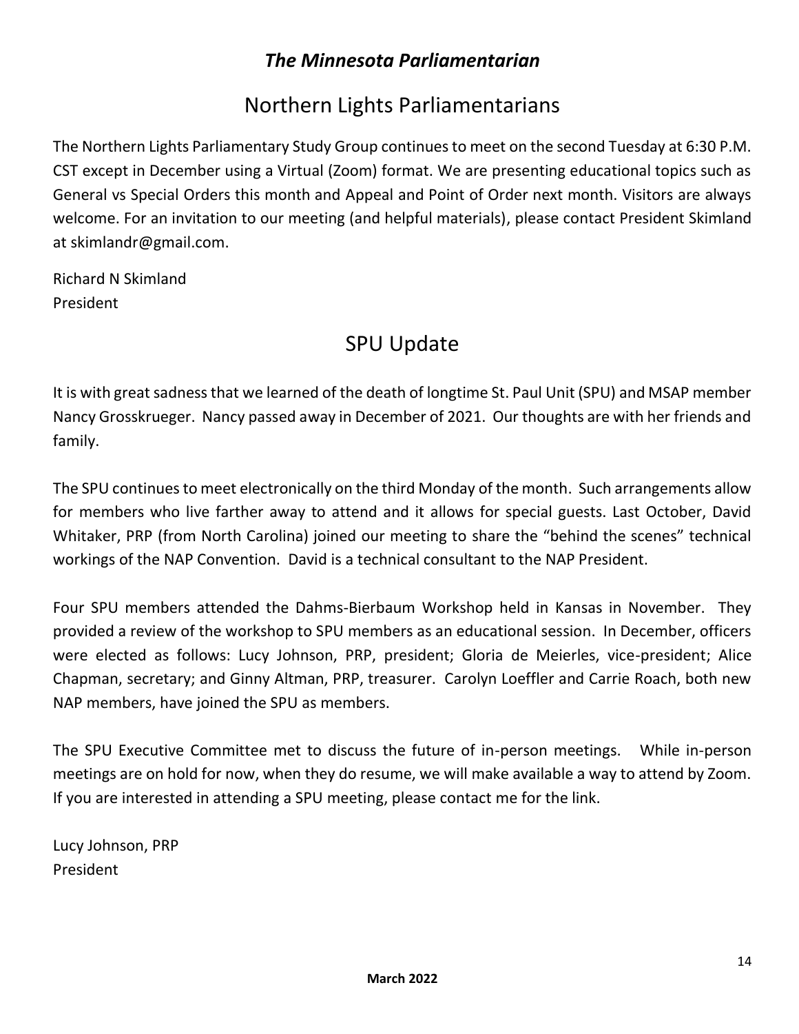## Northern Lights Parliamentarians

The Northern Lights Parliamentary Study Group continues to meet on the second Tuesday at 6:30 P.M. CST except in December using a Virtual (Zoom) format. We are presenting educational topics such as General vs Special Orders this month and Appeal and Point of Order next month. Visitors are always welcome. For an invitation to our meeting (and helpful materials), please contact President Skimland at skimlandr@gmail.com.

Richard N Skimland  
President

## SPU Update

It is with great sadness that we learned of the death of longtime St. Paul Unit (SPU) and MSAP member Nancy Grosskrueger. Nancy passed away in December of 2021. Our thoughts are with her friends and family.

The SPU continues to meet electronically on the third Monday of the month. Such arrangements allow for members who live farther away to attend and it allows for special guests. Last October, David Whitaker, PRP (from North Carolina) joined our meeting to share the "behind the scenes" technical workings of the NAP Convention. David is a technical consultant to the NAP President.

Four SPU members attended the Dahms-Bierbaum Workshop held in Kansas in November. They provided a review of the workshop to SPU members as an educational session. In December, officers were elected as follows: Lucy Johnson, PRP, president; Gloria de Meierles, vice-president; Alice Chapman, secretary; and Ginny Altman, PRP, treasurer. Carolyn Loeffler and Carrie Roach, both new NAP members, have joined the SPU as members.

The SPU Executive Committee met to discuss the future of in-person meetings. While in-person meetings are on hold for now, when they do resume, we will make available a way to attend by Zoom. If you are interested in attending a SPU meeting, please contact me for the link.

Lucy Johnson, PRP  
President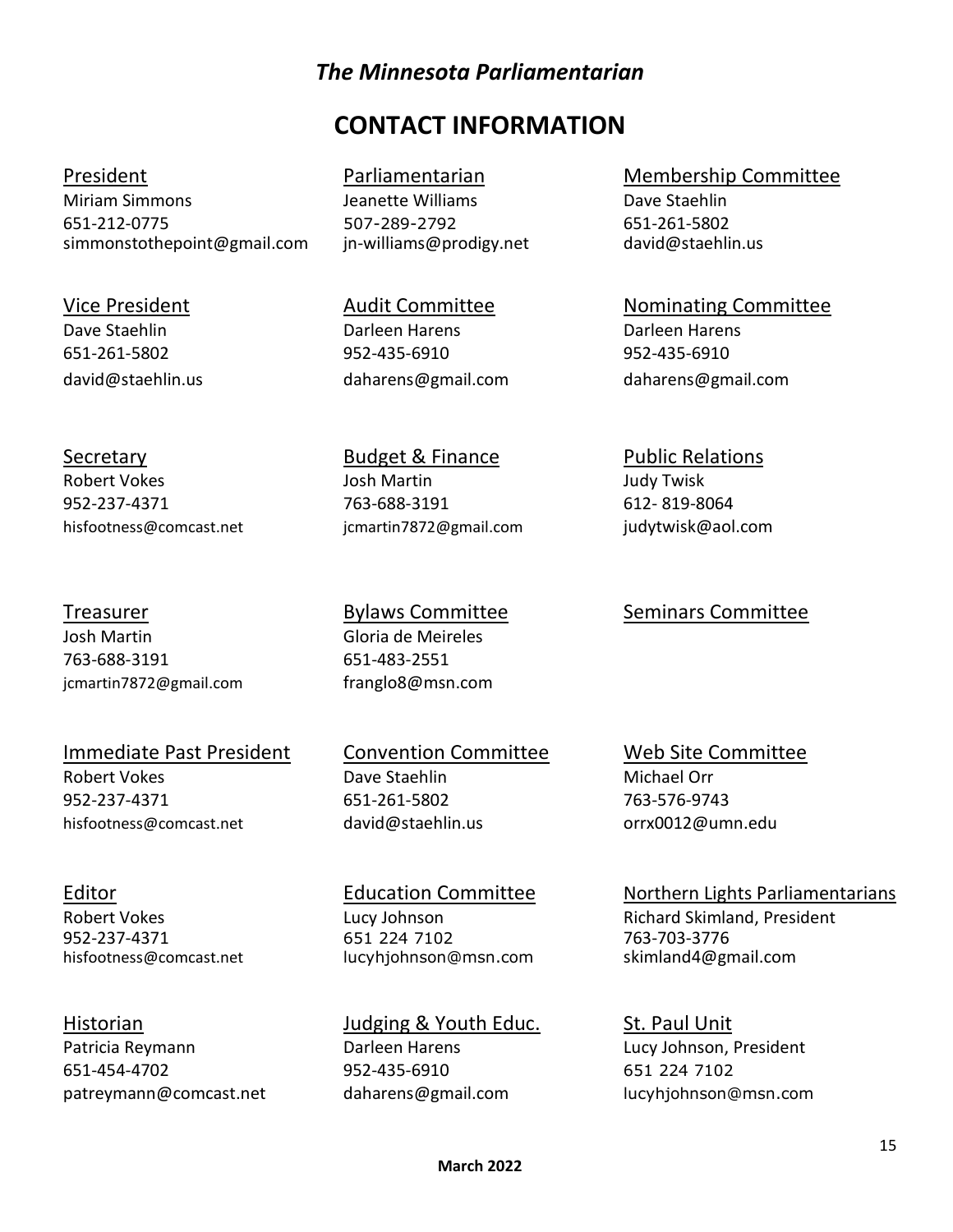*The Minnesota Parliamentarian*

# CONTACT INFORMATION

President
Miriam Simmons
651-212-0775
simmonstothepoint@gmail.com

Vice President
Dave Staehlin
651-261-5802
david@staehlin.us

Secretary
Robert Vokes
952-237-4371
hisfootness@comcast.net

Treasurer
Josh Martin
763-688-3191
jcmartin7872@gmail.com

Immediate Past President
Robert Vokes
952-237-4371
hisfootness@comcast.net

Editor
Robert Vokes
952-237-4371
hisfootness@comcast.net

Historian
Patricia Reymann
651-454-4702
patreymann@comcast.net

Parliamentarian
Jeanette Williams
507-289-2792
jn-williams@prodigy.net

Audit Committee
Darleen Harens
952-435-6910
daharens@gmail.com

Budget & Finance
Josh Martin
763-688-3191
jcmartin7872@gmail.com

Bylaws Committee
Gloria de Meireles
651-483-2551
franglo8@msn.com

Convention Committee
Dave Staehlin
651-261-5802
david@staehlin.us

Education Committee
Lucy Johnson
651 224 7102
lucyhjohnson@msn.com

Judging & Youth Educ.
Darleen Harens
952-435-6910
daharens@gmail.com

Membership Committee
Dave Staehlin
651-261-5802
david@staehlin.us

Nominating Committee
Darleen Harens
952-435-6910
daharens@gmail.com

Public Relations
Judy Twisk
612- 819-8064
judytwisk@aol.com

Seminars Committee

Web Site Committee
Michael Orr
763-576-9743
orrx0012@umn.edu

Northern Lights Parliamentarians
Richard Skimland, President
763-703-3776
skimland4@gmail.com

St. Paul Unit
Lucy Johnson, President
651 224 7102
lucyhjohnson@msn.com

**March 2022**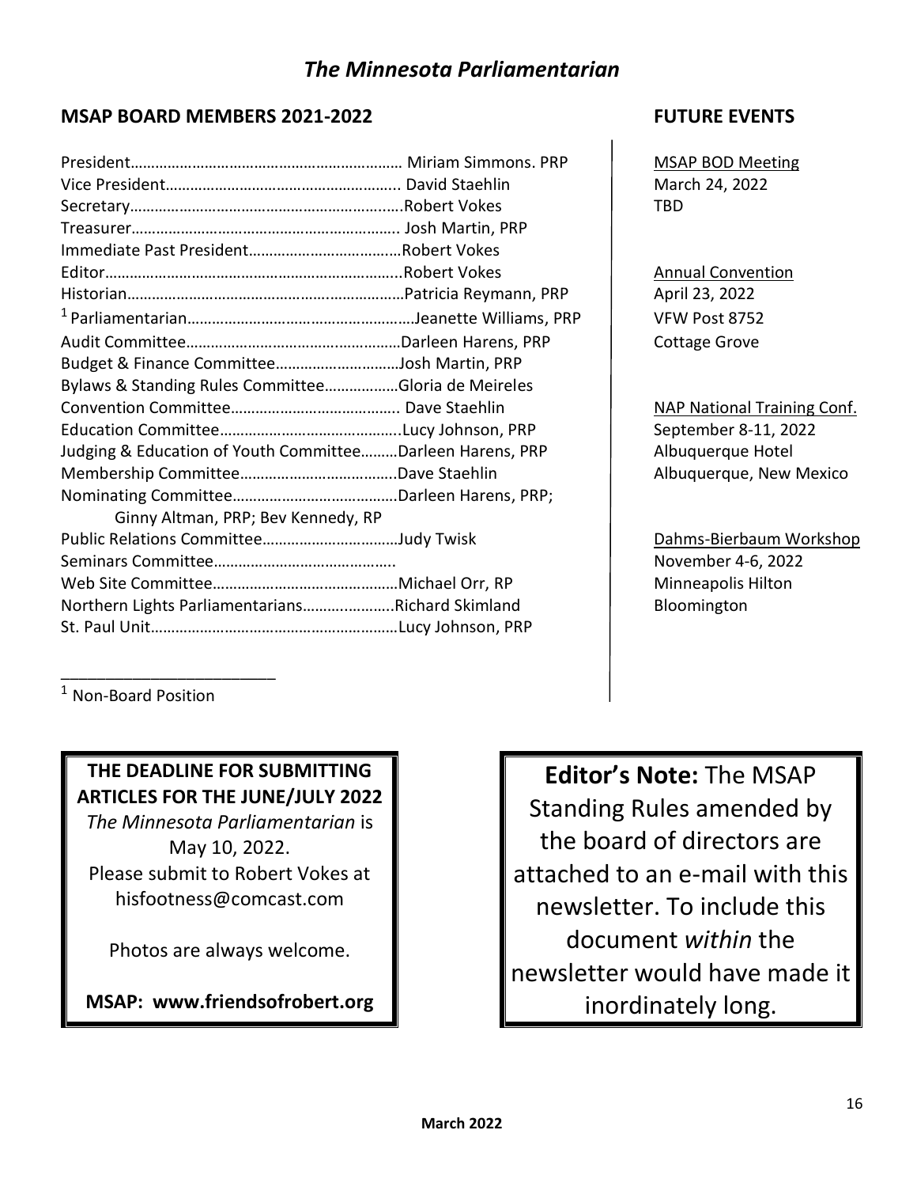## *The Minnesota Parliamentarian*

### MSAP BOARD MEMBERS 2021-2022

President………………………………………………………… Miriam Simmons. PRP
Vice President……………………………………………….. David Staehlin
Secretary…………………………………………………….…Robert Vokes
Treasurer……………………………………………………….. Josh Martin, PRP
Immediate Past President………………………………Robert Vokes
Editor……………………………………………………………..Robert Vokes
Historian………………………………………………….………Patricia Reymann, PRP
[1] Parliamentarian…………………………………………….Jeanette Williams, PRP
Audit Committee………………………………...……………Darleen Harens, PRP
Budget & Finance Committee…………………………Josh Martin, PRP
Bylaws & Standing Rules Committee………………Gloria de Meireles
Convention Committee………………………………….. Dave Staehlin
Education Committee……………………………………..Lucy Johnson, PRP
Judging & Education of Youth Committee………Darleen Harens, PRP
Membership Committee………………………………..Dave Staehlin
Nominating Committee…………………………………Darleen Harens, PRP; Ginny Altman, PRP; Bev Kennedy, RP
Public Relations Committee……………………………Judy Twisk
Seminars Committee……………………………………..
Web Site Committee………………………………………Michael Orr, RP
Northern Lights Parliamentarians………….………..Richard Skimland
St. Paul Unit……………………………………………………Lucy Johnson, PRP

[1] Non-Board Position

### FUTURE EVENTS

MSAP BOD Meeting
March 24, 2022
TBD

Annual Convention
April 23, 2022
VFW Post 8752
Cottage Grove

NAP National Training Conf.
September 8-11, 2022
Albuquerque Hotel
Albuquerque, New Mexico

Dahms-Bierbaum Workshop
November 4-6, 2022
Minneapolis Hilton
Bloomington

**THE DEADLINE FOR SUBMITTING ARTICLES FOR THE JUNE/JULY 2022** *The Minnesota Parliamentarian* is May 10, 2022.
Please submit to Robert Vokes at hisfootness@comcast.com

Photos are always welcome.

**MSAP: www.friendsofrobert.org**

**Editor's Note:** The MSAP Standing Rules amended by the board of directors are attached to an e-mail with this newsletter. To include this document *within* the newsletter would have made it inordinately long.